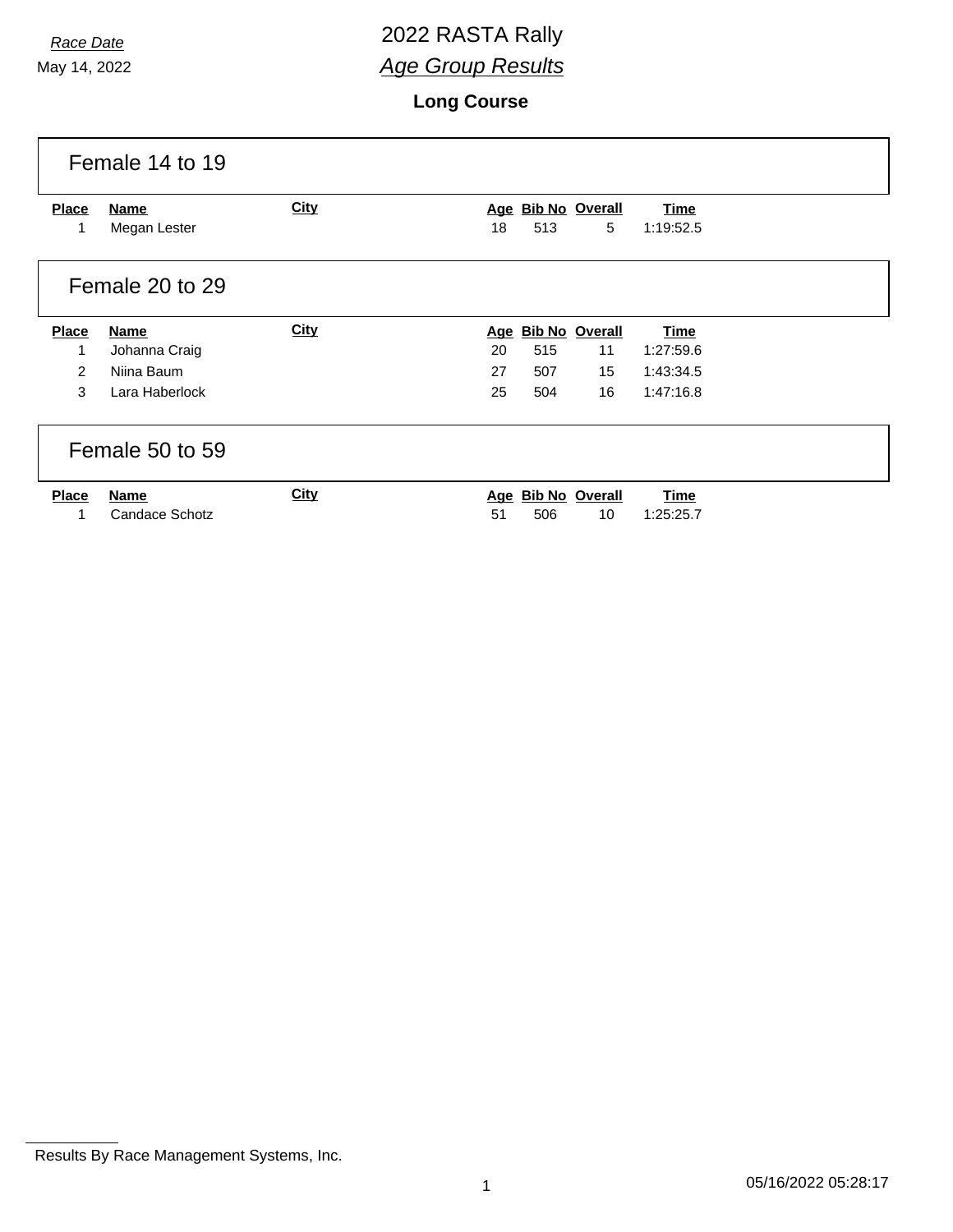*Race Date*

May 14, 2022

# 2022 RASTA Rally

## *Age Group Results*

### Long Course

## Female 14 to 19

| Place | Name | City | Age | Bib No | Overall | Time |
|---|---|---|---|---|---|---|
| 1 | Megan Lester | | 18 | 513 | 5 | 1:19:52.5 |

## Female 20 to 29

| Place | Name | City | Age | Bib No | Overall | Time |
|---|---|---|---|---|---|---|
| 1 | Johanna Craig | | 20 | 515 | 11 | 1:27:59.6 |
| 2 | Niina Baum | | 27 | 507 | 15 | 1:43:34.5 |
| 3 | Lara Haberlock | | 25 | 504 | 16 | 1:47:16.8 |

## Female 50 to 59

| Place | Name | City | Age | Bib No | Overall | Time |
|---|---|---|---|---|---|---|
| 1 | Candace Schotz | | 51 | 506 | 10 | 1:25:25.7 |

Results By Race Management Systems, Inc.

05/16/2022 05:28:17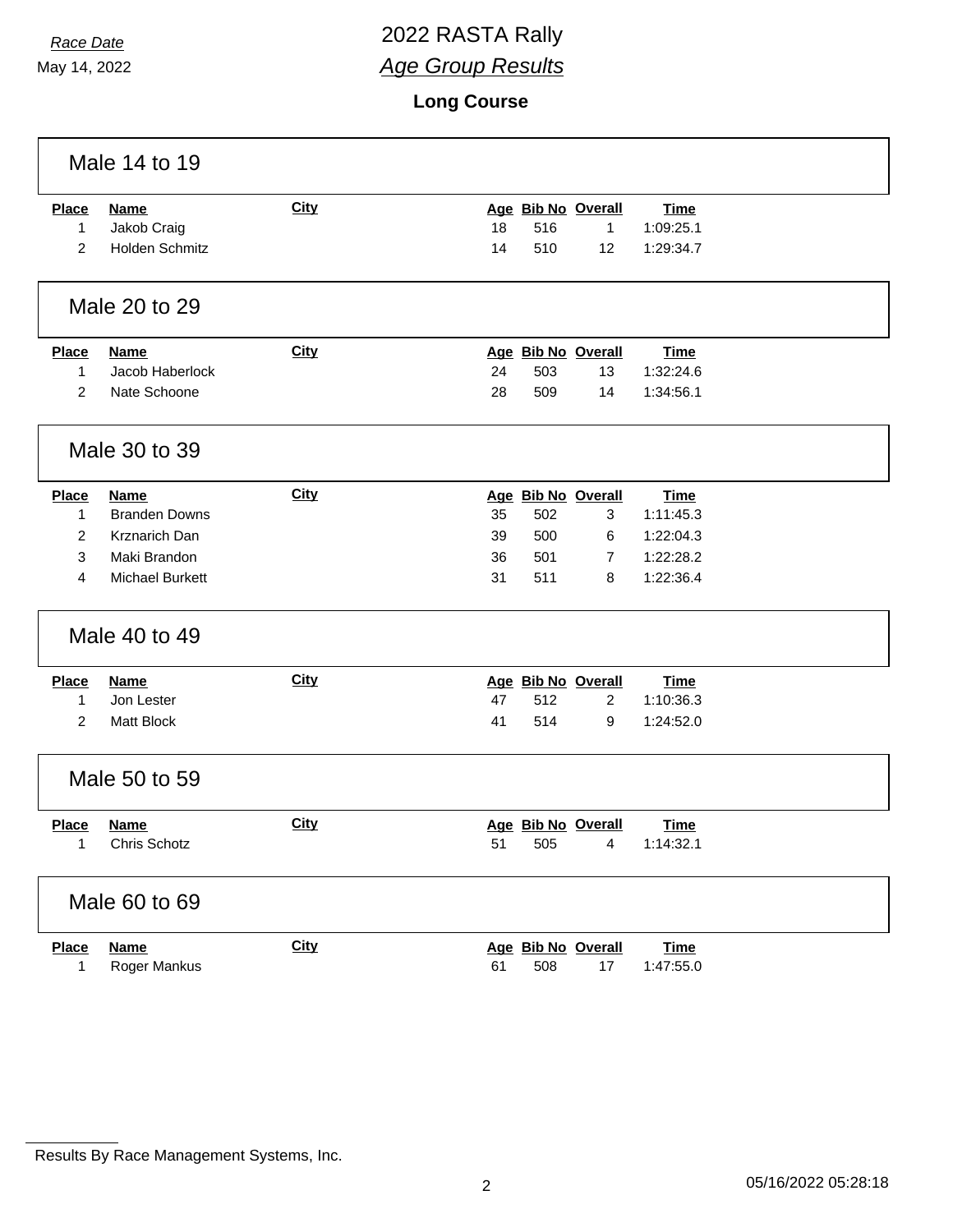*Race Date*
May 14, 2022

# 2022 RASTA Rally

## *Age Group Results*

### Long Course

## Male 14 to 19

| Place | Name | City | Age | Bib No | Overall | Time |
|---|---|---|---|---|---|---|
| 1 | Jakob Craig | | 18 | 516 | 1 | 1:09:25.1 |
| 2 | Holden Schmitz | | 14 | 510 | 12 | 1:29:34.7 |

## Male 20 to 29

| Place | Name | City | Age | Bib No | Overall | Time |
|---|---|---|---|---|---|---|
| 1 | Jacob Haberlock | | 24 | 503 | 13 | 1:32:24.6 |
| 2 | Nate Schoone | | 28 | 509 | 14 | 1:34:56.1 |

## Male 30 to 39

| Place | Name | City | Age | Bib No | Overall | Time |
|---|---|---|---|---|---|---|
| 1 | Branden Downs | | 35 | 502 | 3 | 1:11:45.3 |
| 2 | Krznarich Dan | | 39 | 500 | 6 | 1:22:04.3 |
| 3 | Maki Brandon | | 36 | 501 | 7 | 1:22:28.2 |
| 4 | Michael Burkett | | 31 | 511 | 8 | 1:22:36.4 |

## Male 40 to 49

| Place | Name | City | Age | Bib No | Overall | Time |
|---|---|---|---|---|---|---|
| 1 | Jon Lester | | 47 | 512 | 2 | 1:10:36.3 |
| 2 | Matt Block | | 41 | 514 | 9 | 1:24:52.0 |

## Male 50 to 59

| Place | Name | City | Age | Bib No | Overall | Time |
|---|---|---|---|---|---|---|
| 1 | Chris Schotz | | 51 | 505 | 4 | 1:14:32.1 |

## Male 60 to 69

| Place | Name | City | Age | Bib No | Overall | Time |
|---|---|---|---|---|---|---|
| 1 | Roger Mankus | | 61 | 508 | 17 | 1:47:55.0 |

Results By Race Management Systems, Inc.

05/16/2022 05:28:18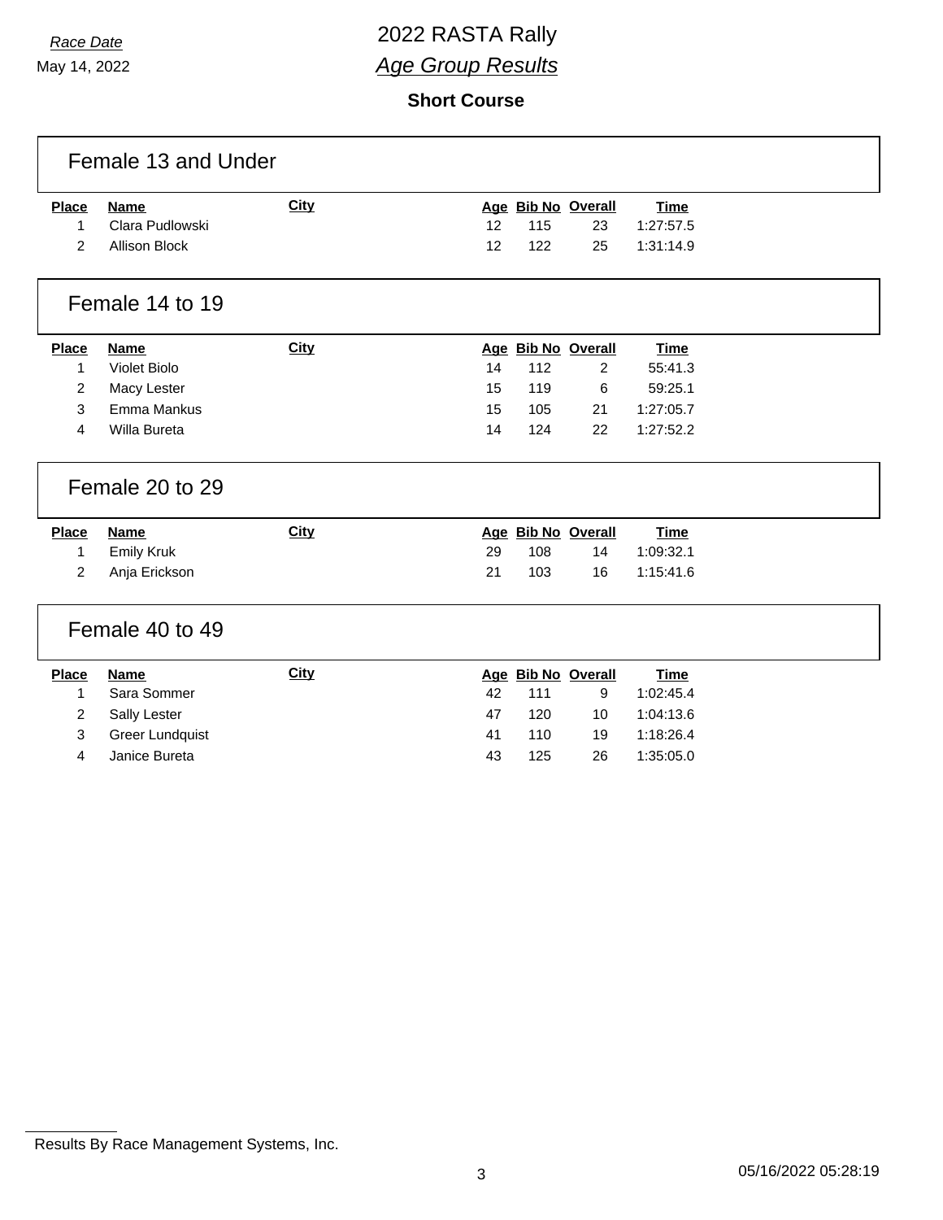*Race Date*

May 14, 2022

# 2022 RASTA Rally

## *Age Group Results*

### Short Course

## Female 13 and Under

| Place | Name | City | Age | Bib No | Overall | Time |
|---|---|---|---|---|---|---|
| 1 | Clara Pudlowski | | 12 | 115 | 23 | 1:27:57.5 |
| 2 | Allison Block | | 12 | 122 | 25 | 1:31:14.9 |

## Female 14 to 19

| Place | Name | City | Age | Bib No | Overall | Time |
|---|---|---|---|---|---|---|
| 1 | Violet Biolo | | 14 | 112 | 2 | 55:41.3 |
| 2 | Macy Lester | | 15 | 119 | 6 | 59:25.1 |
| 3 | Emma Mankus | | 15 | 105 | 21 | 1:27:05.7 |
| 4 | Willa Bureta | | 14 | 124 | 22 | 1:27:52.2 |

## Female 20 to 29

| Place | Name | City | Age | Bib No | Overall | Time |
|---|---|---|---|---|---|---|
| 1 | Emily Kruk | | 29 | 108 | 14 | 1:09:32.1 |
| 2 | Anja Erickson | | 21 | 103 | 16 | 1:15:41.6 |

## Female 40 to 49

| Place | Name | City | Age | Bib No | Overall | Time |
|---|---|---|---|---|---|---|
| 1 | Sara Sommer | | 42 | 111 | 9 | 1:02:45.4 |
| 2 | Sally Lester | | 47 | 120 | 10 | 1:04:13.6 |
| 3 | Greer Lundquist | | 41 | 110 | 19 | 1:18:26.4 |
| 4 | Janice Bureta | | 43 | 125 | 26 | 1:35:05.0 |

Results By Race Management Systems, Inc.

05/16/2022 05:28:19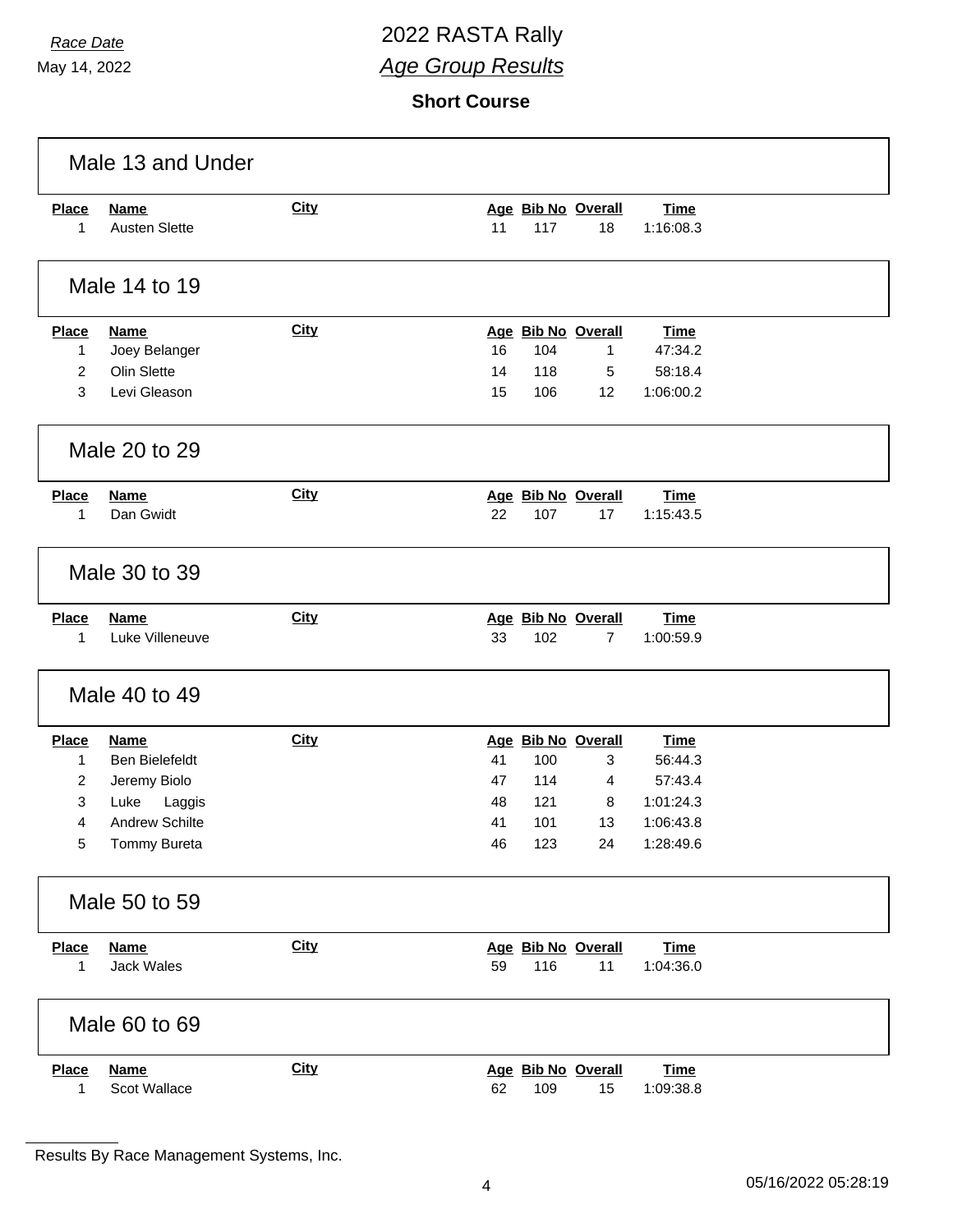*Race Date*
May 14, 2022

# 2022 RASTA Rally
## *Age Group Results*

### Short Course

## Male 13 and Under

| Place | Name | City | Age | Bib No | Overall | Time |
|---|---|---|---|---|---|---|
| 1 | Austen Slette | | 11 | 117 | 18 | 1:16:08.3 |

## Male 14 to 19

| Place | Name | City | Age | Bib No | Overall | Time |
|---|---|---|---|---|---|---|
| 1 | Joey Belanger | | 16 | 104 | 1 | 47:34.2 |
| 2 | Olin Slette | | 14 | 118 | 5 | 58:18.4 |
| 3 | Levi Gleason | | 15 | 106 | 12 | 1:06:00.2 |

## Male 20 to 29

| Place | Name | City | Age | Bib No | Overall | Time |
|---|---|---|---|---|---|---|
| 1 | Dan Gwidt | | 22 | 107 | 17 | 1:15:43.5 |

## Male 30 to 39

| Place | Name | City | Age | Bib No | Overall | Time |
|---|---|---|---|---|---|---|
| 1 | Luke Villeneuve | | 33 | 102 | 7 | 1:00:59.9 |

## Male 40 to 49

| Place | Name | City | Age | Bib No | Overall | Time |
|---|---|---|---|---|---|---|
| 1 | Ben Bielefeldt | | 41 | 100 | 3 | 56:44.3 |
| 2 | Jeremy Biolo | | 47 | 114 | 4 | 57:43.4 |
| 3 | Luke Laggis | | 48 | 121 | 8 | 1:01:24.3 |
| 4 | Andrew Schilte | | 41 | 101 | 13 | 1:06:43.8 |
| 5 | Tommy Bureta | | 46 | 123 | 24 | 1:28:49.6 |

## Male 50 to 59

| Place | Name | City | Age | Bib No | Overall | Time |
|---|---|---|---|---|---|---|
| 1 | Jack Wales | | 59 | 116 | 11 | 1:04:36.0 |

## Male 60 to 69

| Place | Name | City | Age | Bib No | Overall | Time |
|---|---|---|---|---|---|---|
| 1 | Scot Wallace | | 62 | 109 | 15 | 1:09:38.8 |

Results By Race Management Systems, Inc.

05/16/2022 05:28:19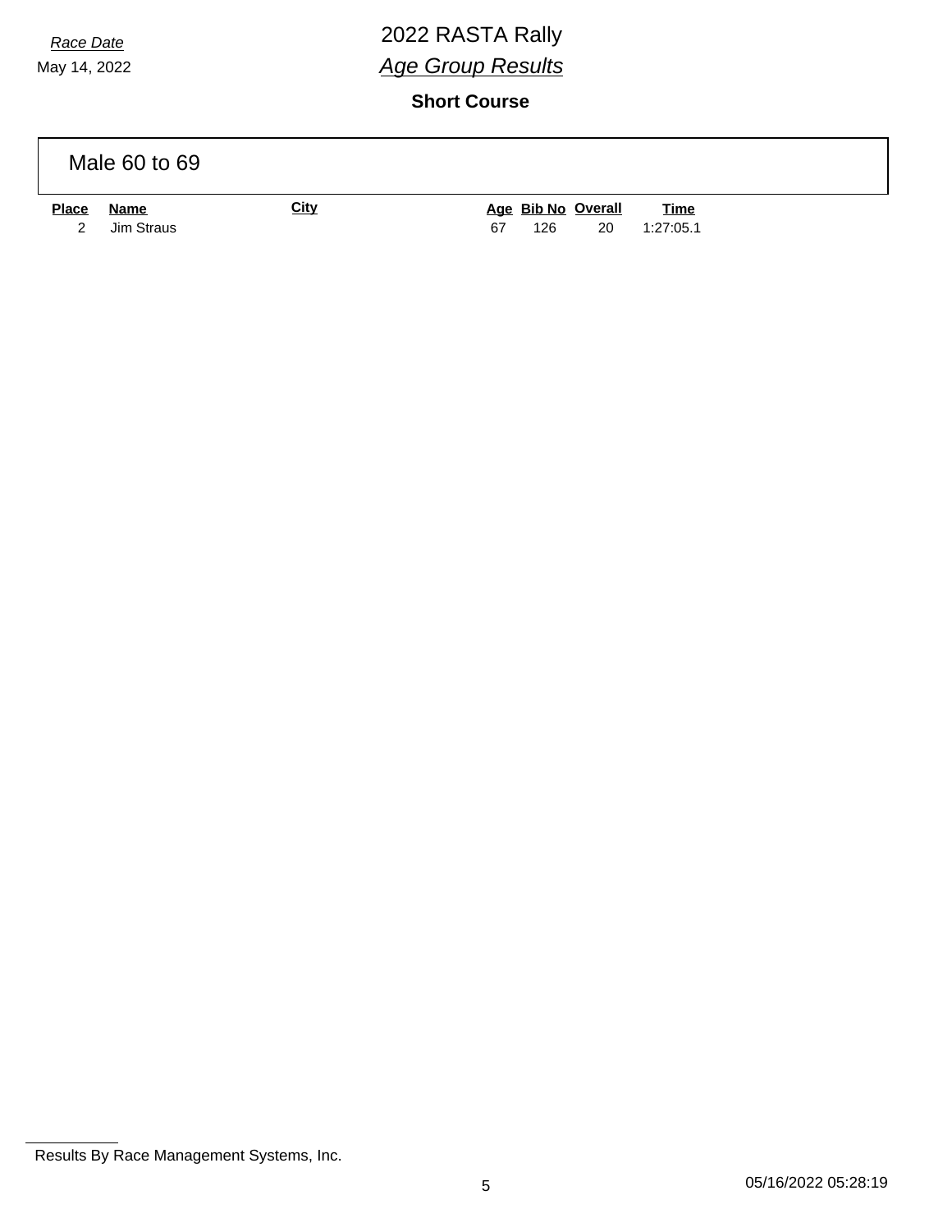*Race Date*

May 14, 2022

# 2022 RASTA Rally

## *Age Group Results*

### Short Course

## Male 60 to 69

| Place | Name | City | Age | Bib No | Overall | Time |
|---|---|---|---|---|---|---|
| 2 | Jim Straus | | 67 | 126 | 20 | 1:27:05.1 |

Results By Race Management Systems, Inc.

05/16/2022 05:28:19